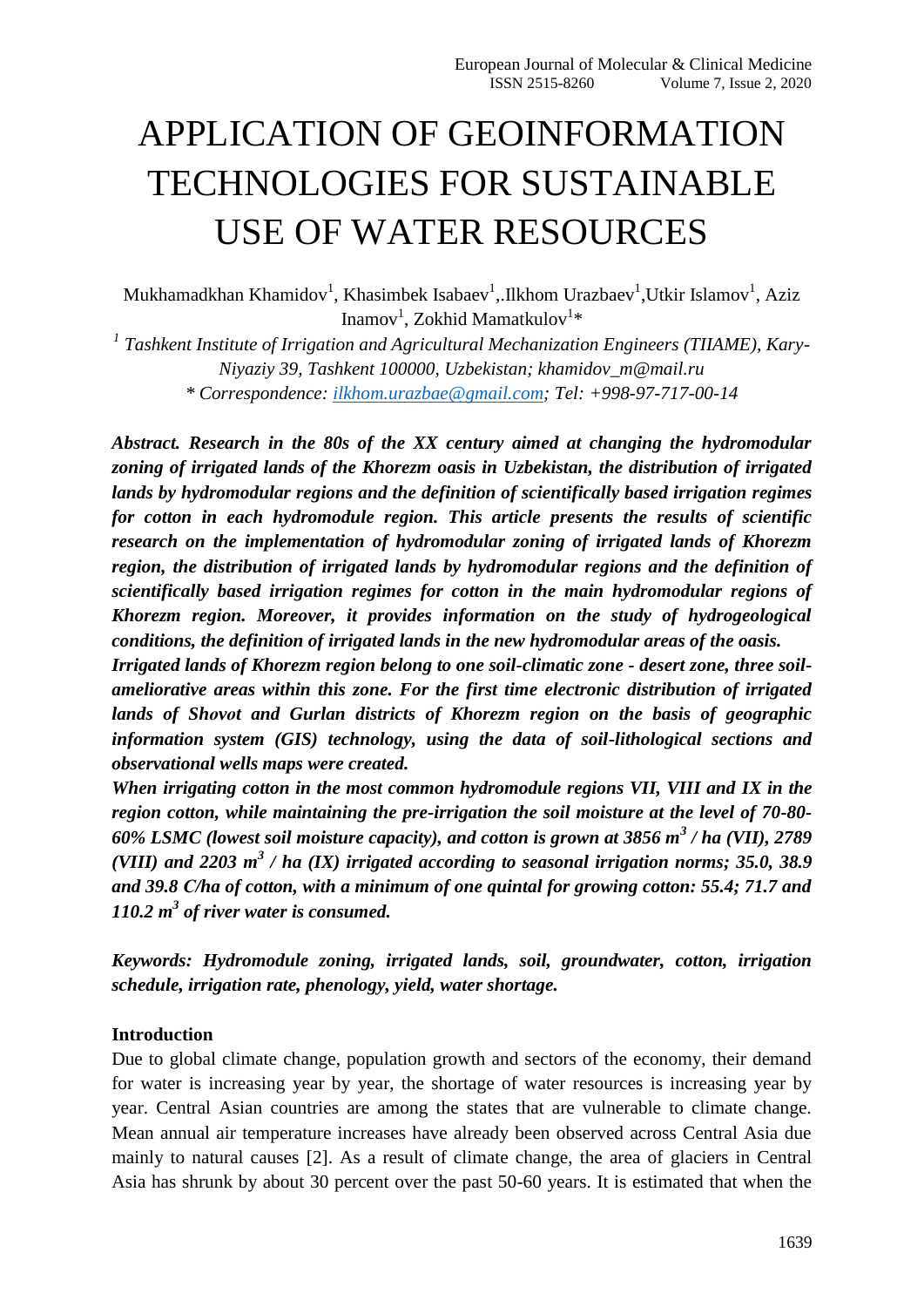# APPLICATION OF GEOINFORMATION TECHNOLOGIES FOR SUSTAINABLE USE OF WATER RESOURCES

Mukhamadkhan Khamidov[1], Khasimbek Isabaev[1],.Ilkhom Urazbaev[1],Utkir Islamov[1], Aziz Inamov[1], Zokhid Mamatkulov[1]*

[1] *Tashkent Institute of Irrigation and Agricultural Mechanization Engineers (TIIAME), Kary-Niyaziy 39, Tashkent 100000, Uzbekistan; khamidov_m@mail.ru*

*\* Correspondence: ilkhom.urazbae@gmail.com; Tel: +998-97-717-00-14*

***Abstract. Research in the 80s of the XX century aimed at changing the hydromodular zoning of irrigated lands of the Khorezm oasis in Uzbekistan, the distribution of irrigated lands by hydromodular regions and the definition of scientifically based irrigation regimes for cotton in each hydromodule region. This article presents the results of scientific research on the implementation of hydromodular zoning of irrigated lands of Khorezm region, the distribution of irrigated lands by hydromodular regions and the definition of scientifically based irrigation regimes for cotton in the main hydromodular regions of Khorezm region. Moreover, it provides information on the study of hydrogeological conditions, the definition of irrigated lands in the new hydromodular areas of the oasis.***

***Irrigated lands of Khorezm region belong to one soil-climatic zone - desert zone, three soil-ameliorative areas within this zone. For the first time electronic distribution of irrigated lands of Shovot and Gurlan districts of Khorezm region on the basis of geographic information system (GIS) technology, using the data of soil-lithological sections and observational wells maps were created.***

***When irrigating cotton in the most common hydromodule regions VII, VIII and IX in the region cotton, while maintaining the pre-irrigation the soil moisture at the level of 70-80-60% LSMC (lowest soil moisture capacity), and cotton is grown at 3856 $m^3$ / ha (VII), 2789 (VIII) and 2203 $m^3$ / ha (IX) irrigated according to seasonal irrigation norms; 35.0, 38.9 and 39.8 C/ha of cotton, with a minimum of one quintal for growing cotton: 55.4; 71.7 and 110.2 $m^3$ of river water is consumed.***

***Keywords: Hydromodule zoning, irrigated lands, soil, groundwater, cotton, irrigation schedule, irrigation rate, phenology, yield, water shortage.***

## Introduction

Due to global climate change, population growth and sectors of the economy, their demand for water is increasing year by year, the shortage of water resources is increasing year by year. Central Asian countries are among the states that are vulnerable to climate change. Mean annual air temperature increases have already been observed across Central Asia due mainly to natural causes [2]. As a result of climate change, the area of glaciers in Central Asia has shrunk by about 30 percent over the past 50-60 years. It is estimated that when the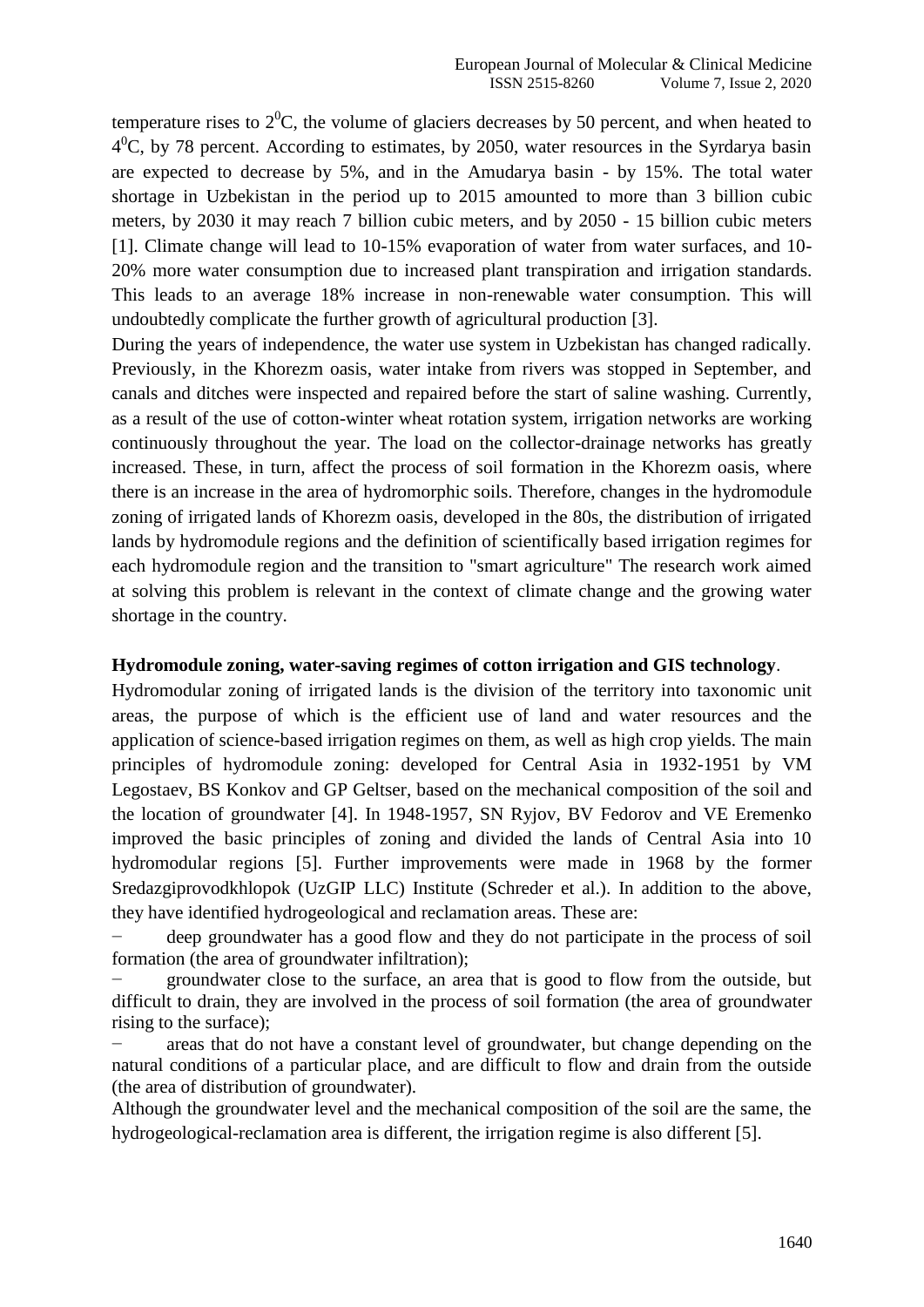temperature rises to $2^0$C, the volume of glaciers decreases by 50 percent, and when heated to $4^0$C, by 78 percent. According to estimates, by 2050, water resources in the Syrdarya basin are expected to decrease by 5%, and in the Amudarya basin - by 15%. The total water shortage in Uzbekistan in the period up to 2015 amounted to more than 3 billion cubic meters, by 2030 it may reach 7 billion cubic meters, and by 2050 - 15 billion cubic meters [1]. Climate change will lead to 10-15% evaporation of water from water surfaces, and 10-20% more water consumption due to increased plant transpiration and irrigation standards. This leads to an average 18% increase in non-renewable water consumption. This will undoubtedly complicate the further growth of agricultural production [3].

During the years of independence, the water use system in Uzbekistan has changed radically. Previously, in the Khorezm oasis, water intake from rivers was stopped in September, and canals and ditches were inspected and repaired before the start of saline washing. Currently, as a result of the use of cotton-winter wheat rotation system, irrigation networks are working continuously throughout the year. The load on the collector-drainage networks has greatly increased. These, in turn, affect the process of soil formation in the Khorezm oasis, where there is an increase in the area of hydromorphic soils. Therefore, changes in the hydromodule zoning of irrigated lands of Khorezm oasis, developed in the 80s, the distribution of irrigated lands by hydromodule regions and the definition of scientifically based irrigation regimes for each hydromodule region and the transition to "smart agriculture" The research work aimed at solving this problem is relevant in the context of climate change and the growing water shortage in the country.

**Hydromodule zoning, water-saving regimes of cotton irrigation and GIS technology**.

Hydromodular zoning of irrigated lands is the division of the territory into taxonomic unit areas, the purpose of which is the efficient use of land and water resources and the application of science-based irrigation regimes on them, as well as high crop yields. The main principles of hydromodule zoning: developed for Central Asia in 1932-1951 by VM Legostaev, BS Konkov and GP Geltser, based on the mechanical composition of the soil and the location of groundwater [4]. In 1948-1957, SN Ryjov, BV Fedorov and VE Eremenko improved the basic principles of zoning and divided the lands of Central Asia into 10 hydromodular regions [5]. Further improvements were made in 1968 by the former Sredazgiprovodkhlopok (UzGIP LLC) Institute (Schreder et al.). In addition to the above, they have identified hydrogeological and reclamation areas. These are:

- deep groundwater has a good flow and they do not participate in the process of soil formation (the area of groundwater infiltration);
- groundwater close to the surface, an area that is good to flow from the outside, but difficult to drain, they are involved in the process of soil formation (the area of groundwater rising to the surface);
- areas that do not have a constant level of groundwater, but change depending on the natural conditions of a particular place, and are difficult to flow and drain from the outside (the area of distribution of groundwater).

Although the groundwater level and the mechanical composition of the soil are the same, the hydrogeological-reclamation area is different, the irrigation regime is also different [5].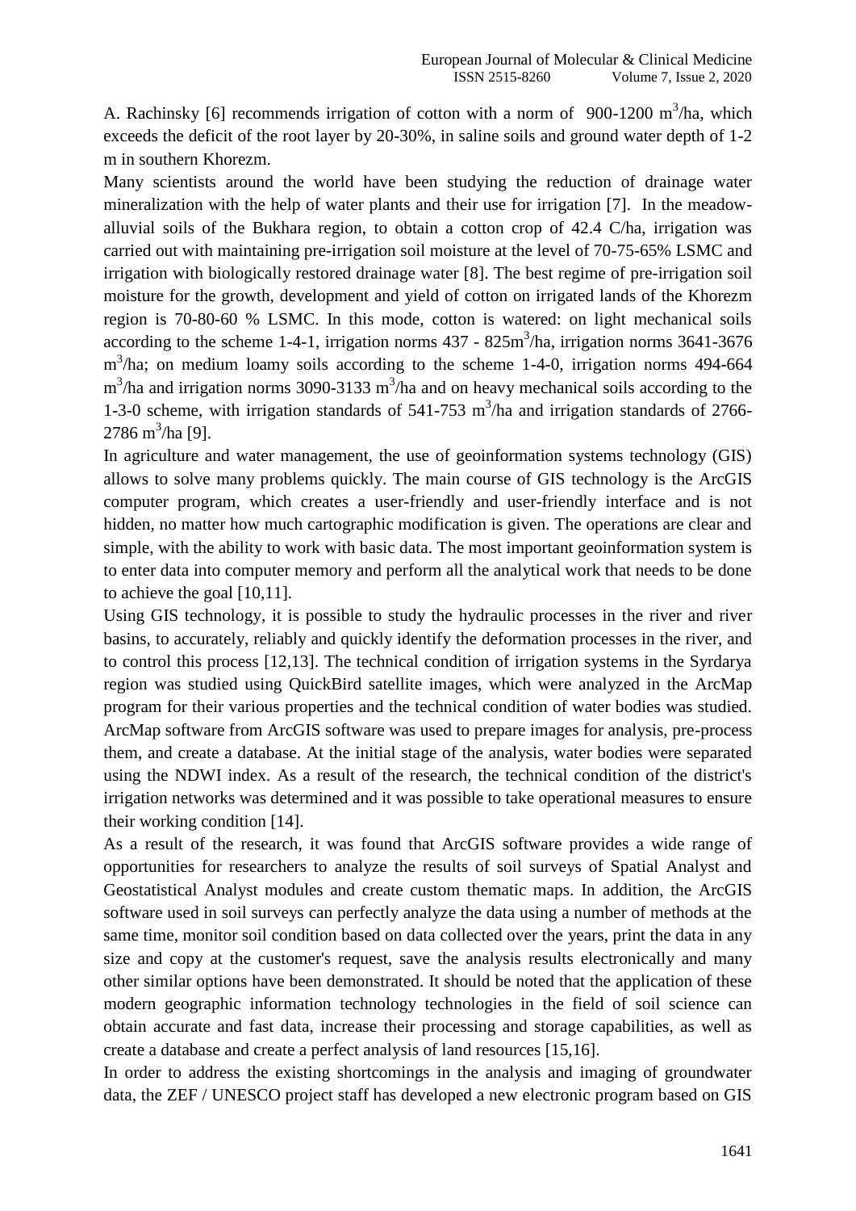A. Rachinsky [6] recommends irrigation of cotton with a norm of 900-1200 $m^3$/ha, which exceeds the deficit of the root layer by 20-30%, in saline soils and ground water depth of 1-2 m in southern Khorezm.

Many scientists around the world have been studying the reduction of drainage water mineralization with the help of water plants and their use for irrigation [7]. In the meadow-alluvial soils of the Bukhara region, to obtain a cotton crop of 42.4 C/ha, irrigation was carried out with maintaining pre-irrigation soil moisture at the level of 70-75-65% LSMC and irrigation with biologically restored drainage water [8]. The best regime of pre-irrigation soil moisture for the growth, development and yield of cotton on irrigated lands of the Khorezm region is 70-80-60 % LSMC. In this mode, cotton is watered: on light mechanical soils according to the scheme 1-4-1, irrigation norms 437 - 825$m^3$/ha, irrigation norms 3641-3676 $m^3$/ha; on medium loamy soils according to the scheme 1-4-0, irrigation norms 494-664 $m^3$/ha and irrigation norms 3090-3133 $m^3$/ha and on heavy mechanical soils according to the 1-3-0 scheme, with irrigation standards of 541-753 $m^3$/ha and irrigation standards of 2766-2786 $m^3$/ha [9].

In agriculture and water management, the use of geoinformation systems technology (GIS) allows to solve many problems quickly. The main course of GIS technology is the ArcGIS computer program, which creates a user-friendly and user-friendly interface and is not hidden, no matter how much cartographic modification is given. The operations are clear and simple, with the ability to work with basic data. The most important geoinformation system is to enter data into computer memory and perform all the analytical work that needs to be done to achieve the goal [10,11].

Using GIS technology, it is possible to study the hydraulic processes in the river and river basins, to accurately, reliably and quickly identify the deformation processes in the river, and to control this process [12,13]. The technical condition of irrigation systems in the Syrdarya region was studied using QuickBird satellite images, which were analyzed in the ArcMap program for their various properties and the technical condition of water bodies was studied. ArcMap software from ArcGIS software was used to prepare images for analysis, pre-process them, and create a database. At the initial stage of the analysis, water bodies were separated using the NDWI index. As a result of the research, the technical condition of the district's irrigation networks was determined and it was possible to take operational measures to ensure their working condition [14].

As a result of the research, it was found that ArcGIS software provides a wide range of opportunities for researchers to analyze the results of soil surveys of Spatial Analyst and Geostatistical Analyst modules and create custom thematic maps. In addition, the ArcGIS software used in soil surveys can perfectly analyze the data using a number of methods at the same time, monitor soil condition based on data collected over the years, print the data in any size and copy at the customer's request, save the analysis results electronically and many other similar options have been demonstrated. It should be noted that the application of these modern geographic information technology technologies in the field of soil science can obtain accurate and fast data, increase their processing and storage capabilities, as well as create a database and create a perfect analysis of land resources [15,16].

In order to address the existing shortcomings in the analysis and imaging of groundwater data, the ZEF / UNESCO project staff has developed a new electronic program based on GIS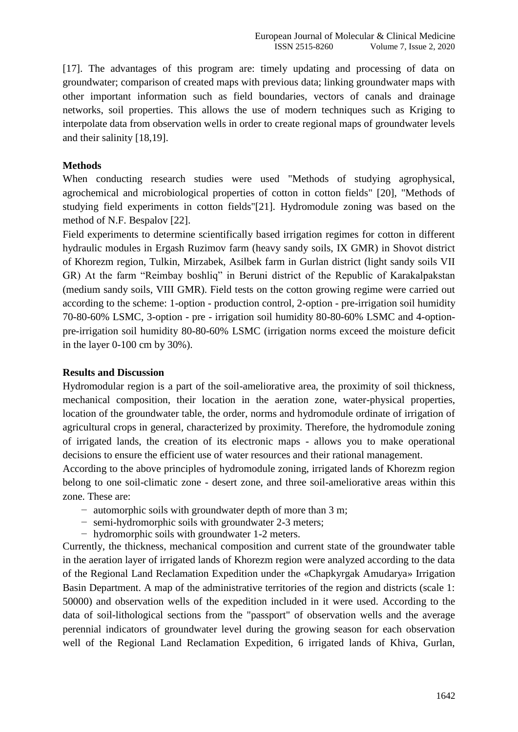[17]. The advantages of this program are: timely updating and processing of data on groundwater; comparison of created maps with previous data; linking groundwater maps with other important information such as field boundaries, vectors of canals and drainage networks, soil properties. This allows the use of modern techniques such as Kriging to interpolate data from observation wells in order to create regional maps of groundwater levels and their salinity [18,19].

**Methods**

When conducting research studies were used "Methods of studying agrophysical, agrochemical and microbiological properties of cotton in cotton fields" [20], "Methods of studying field experiments in cotton fields"[21]. Hydromodule zoning was based on the method of N.F. Bespalov [22].

Field experiments to determine scientifically based irrigation regimes for cotton in different hydraulic modules in Ergash Ruzimov farm (heavy sandy soils, IX GMR) in Shovot district of Khorezm region, Tulkin, Mirzabek, Asilbek farm in Gurlan district (light sandy soils VII GR) At the farm "Reimbay boshliq" in Beruni district of the Republic of Karakalpakstan (medium sandy soils, VIII GMR). Field tests on the cotton growing regime were carried out according to the scheme: 1-option - production control, 2-option - pre-irrigation soil humidity 70-80-60% LSMC, 3-option - pre - irrigation soil humidity 80-80-60% LSMC and 4-option-pre-irrigation soil humidity 80-80-60% LSMC (irrigation norms exceed the moisture deficit in the layer 0-100 cm by 30%).

**Results and Discussion**

Hydromodular region is a part of the soil-ameliorative area, the proximity of soil thickness, mechanical composition, their location in the aeration zone, water-physical properties, location of the groundwater table, the order, norms and hydromodule ordinate of irrigation of agricultural crops in general, characterized by proximity. Therefore, the hydromodule zoning of irrigated lands, the creation of its electronic maps - allows you to make operational decisions to ensure the efficient use of water resources and their rational management.

According to the above principles of hydromodule zoning, irrigated lands of Khorezm region belong to one soil-climatic zone - desert zone, and three soil-ameliorative areas within this zone. These are:

- automorphic soils with groundwater depth of more than 3 m;
- semi-hydromorphic soils with groundwater 2-3 meters;
- hydromorphic soils with groundwater 1-2 meters.

Currently, the thickness, mechanical composition and current state of the groundwater table in the aeration layer of irrigated lands of Khorezm region were analyzed according to the data of the Regional Land Reclamation Expedition under the «Chapkyrgak Amudarya» Irrigation Basin Department. A map of the administrative territories of the region and districts (scale 1: 50000) and observation wells of the expedition included in it were used. According to the data of soil-lithological sections from the "passport" of observation wells and the average perennial indicators of groundwater level during the growing season for each observation well of the Regional Land Reclamation Expedition, 6 irrigated lands of Khiva, Gurlan,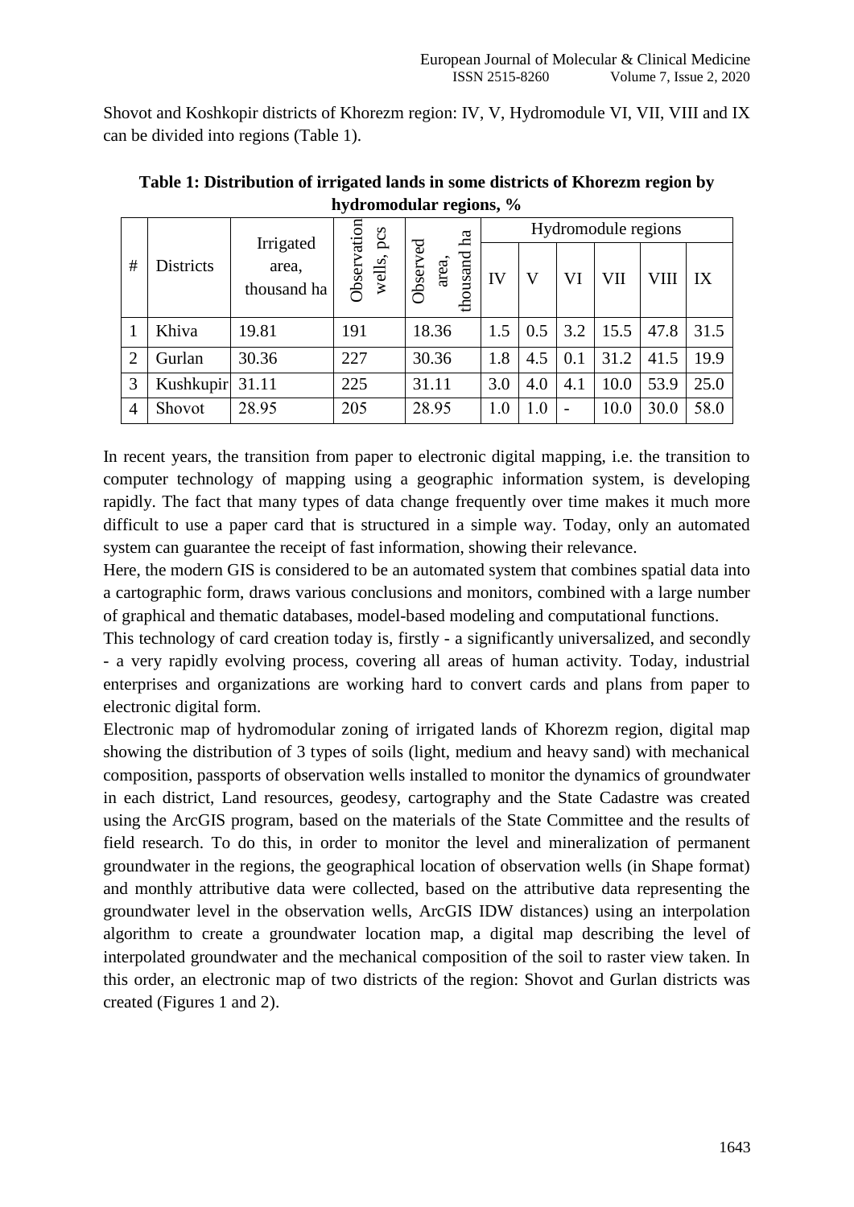Shovot and Koshkopir districts of Khorezm region: IV, V, Hydromodule VI, VII, VIII and IX can be divided into regions (Table 1).

**Table 1: Distribution of irrigated lands in some districts of Khorezm region by hydromodular regions, %**

| # | Districts | Irrigated area, thousand ha | Observation wells, pcs | Observed area, thousand ha | Hydromodule regions | | | | | |
|---|---|---|---|---|---|---|---|---|---|---|
| | | | | | IV | V | VI | VII | VIII | IX |
| 1 | Khiva | 19.81 | 191 | 18.36 | 1.5 | 0.5 | 3.2 | 15.5 | 47.8 | 31.5 |
| 2 | Gurlan | 30.36 | 227 | 30.36 | 1.8 | 4.5 | 0.1 | 31.2 | 41.5 | 19.9 |
| 3 | Kushkupir | 31.11 | 225 | 31.11 | 3.0 | 4.0 | 4.1 | 10.0 | 53.9 | 25.0 |
| 4 | Shovot | 28.95 | 205 | 28.95 | 1.0 | 1.0 | - | 10.0 | 30.0 | 58.0 |

In recent years, the transition from paper to electronic digital mapping, i.e. the transition to computer technology of mapping using a geographic information system, is developing rapidly. The fact that many types of data change frequently over time makes it much more difficult to use a paper card that is structured in a simple way. Today, only an automated system can guarantee the receipt of fast information, showing their relevance.

Here, the modern GIS is considered to be an automated system that combines spatial data into a cartographic form, draws various conclusions and monitors, combined with a large number of graphical and thematic databases, model-based modeling and computational functions.

This technology of card creation today is, firstly - a significantly universalized, and secondly - a very rapidly evolving process, covering all areas of human activity. Today, industrial enterprises and organizations are working hard to convert cards and plans from paper to electronic digital form.

Electronic map of hydromodular zoning of irrigated lands of Khorezm region, digital map showing the distribution of 3 types of soils (light, medium and heavy sand) with mechanical composition, passports of observation wells installed to monitor the dynamics of groundwater in each district, Land resources, geodesy, cartography and the State Cadastre was created using the ArcGIS program, based on the materials of the State Committee and the results of field research. To do this, in order to monitor the level and mineralization of permanent groundwater in the regions, the geographical location of observation wells (in Shape format) and monthly attributive data were collected, based on the attributive data representing the groundwater level in the observation wells, ArcGIS IDW distances) using an interpolation algorithm to create a groundwater location map, a digital map describing the level of interpolated groundwater and the mechanical composition of the soil to raster view taken. In this order, an electronic map of two districts of the region: Shovot and Gurlan districts was created (Figures 1 and 2).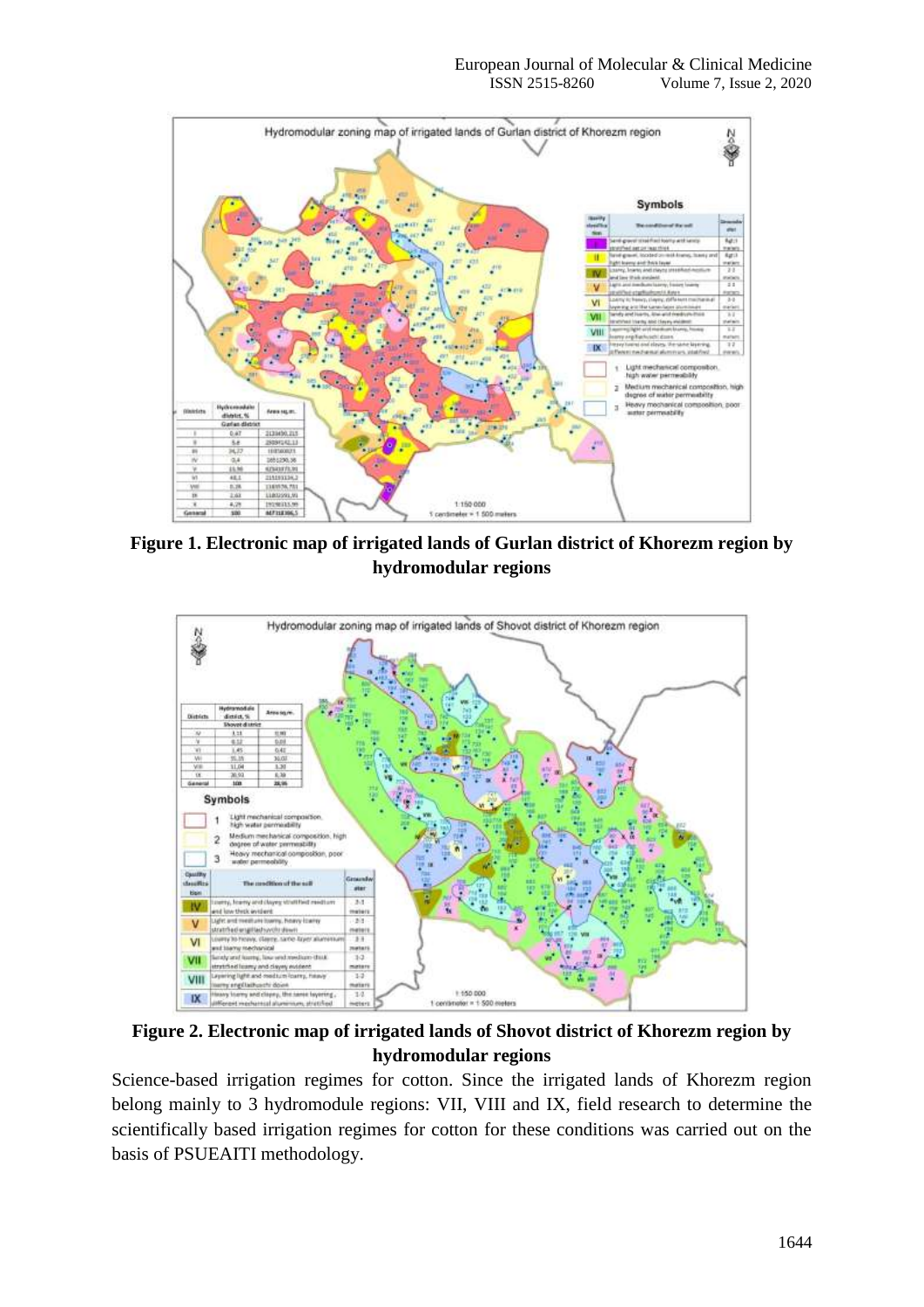**Figure 1. Electronic map of irrigated lands of Gurlan district of Khorezm region by hydromodular regions**

**Figure 2. Electronic map of irrigated lands of Shovot district of Khorezm region by hydromodular regions**

Science-based irrigation regimes for cotton. Since the irrigated lands of Khorezm region belong mainly to 3 hydromodule regions: VII, VIII and IX, field research to determine the scientifically based irrigation regimes for cotton for these conditions was carried out on the basis of PSUEAITI methodology.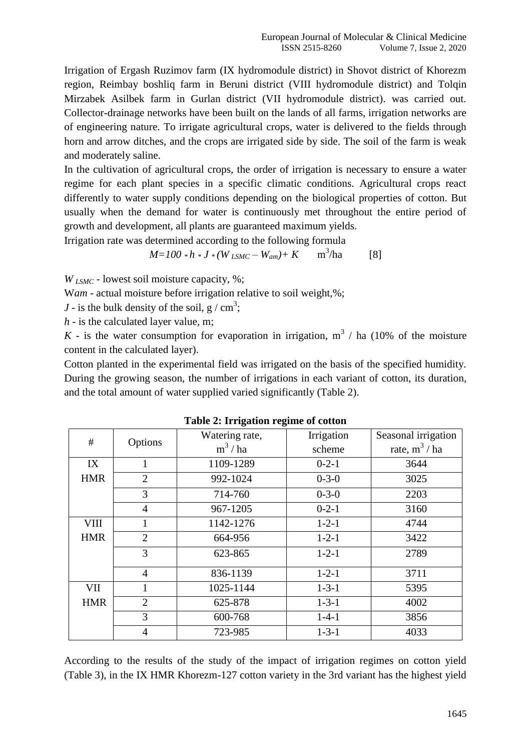Irrigation of Ergash Ruzimov farm (IX hydromodule district) in Shovot district of Khorezm region, Reimbay boshliq farm in Beruni district (VIII hydromodule district) and Tolqin Mirzabek Asilbek farm in Gurlan district (VII hydromodule district). was carried out. Collector-drainage networks have been built on the lands of all farms, irrigation networks are of engineering nature. To irrigate agricultural crops, water is delivered to the fields through horn and arrow ditches, and the crops are irrigated side by side. The soil of the farm is weak and moderately saline.

In the cultivation of agricultural crops, the order of irrigation is necessary to ensure a water regime for each plant species in a specific climatic conditions. Agricultural crops react differently to water supply conditions depending on the biological properties of cotton. But usually when the demand for water is continuously met throughout the entire period of growth and development, all plants are guaranteed maximum yields.

Irrigation rate was determined according to the following formula

$$M=100 * h * J * (W_{LSMC} - W_{am}) + K \quad m^3/ha \qquad [8]$$

$W_{LSMC}$ - lowest soil moisture capacity, %;

$W_{am}$ - actual moisture before irrigation relative to soil weight,%;

$J$ - is the bulk density of the soil, g / cm$^3$;

$h$ - is the calculated layer value, m;

$K$ - is the water consumption for evaporation in irrigation, m$^3$ / ha (10% of the moisture content in the calculated layer).

Cotton planted in the experimental field was irrigated on the basis of the specified humidity. During the growing season, the number of irrigations in each variant of cotton, its duration, and the total amount of water supplied varied significantly (Table 2).

**Table 2: Irrigation regime of cotton**

| # | Options | Watering rate, m$^3$ / ha | Irrigation scheme | Seasonal irrigation rate, m$^3$ / ha |
|---|---|---|---|---|
| IX HMR | 1 | 1109-1289 | 0-2-1 | 3644 |
| | 2 | 992-1024 | 0-3-0 | 3025 |
| | 3 | 714-760 | 0-3-0 | 2203 |
| | 4 | 967-1205 | 0-2-1 | 3160 |
| VIII HMR | 1 | 1142-1276 | 1-2-1 | 4744 |
| | 2 | 664-956 | 1-2-1 | 3422 |
| | 3 | 623-865 | 1-2-1 | 2789 |
| | 4 | 836-1139 | 1-2-1 | 3711 |
| VII HMR | 1 | 1025-1144 | 1-3-1 | 5395 |
| | 2 | 625-878 | 1-3-1 | 4002 |
| | 3 | 600-768 | 1-4-1 | 3856 |
| | 4 | 723-985 | 1-3-1 | 4033 |

According to the results of the study of the impact of irrigation regimes on cotton yield (Table 3), in the IX HMR Khorezm-127 cotton variety in the 3rd variant has the highest yield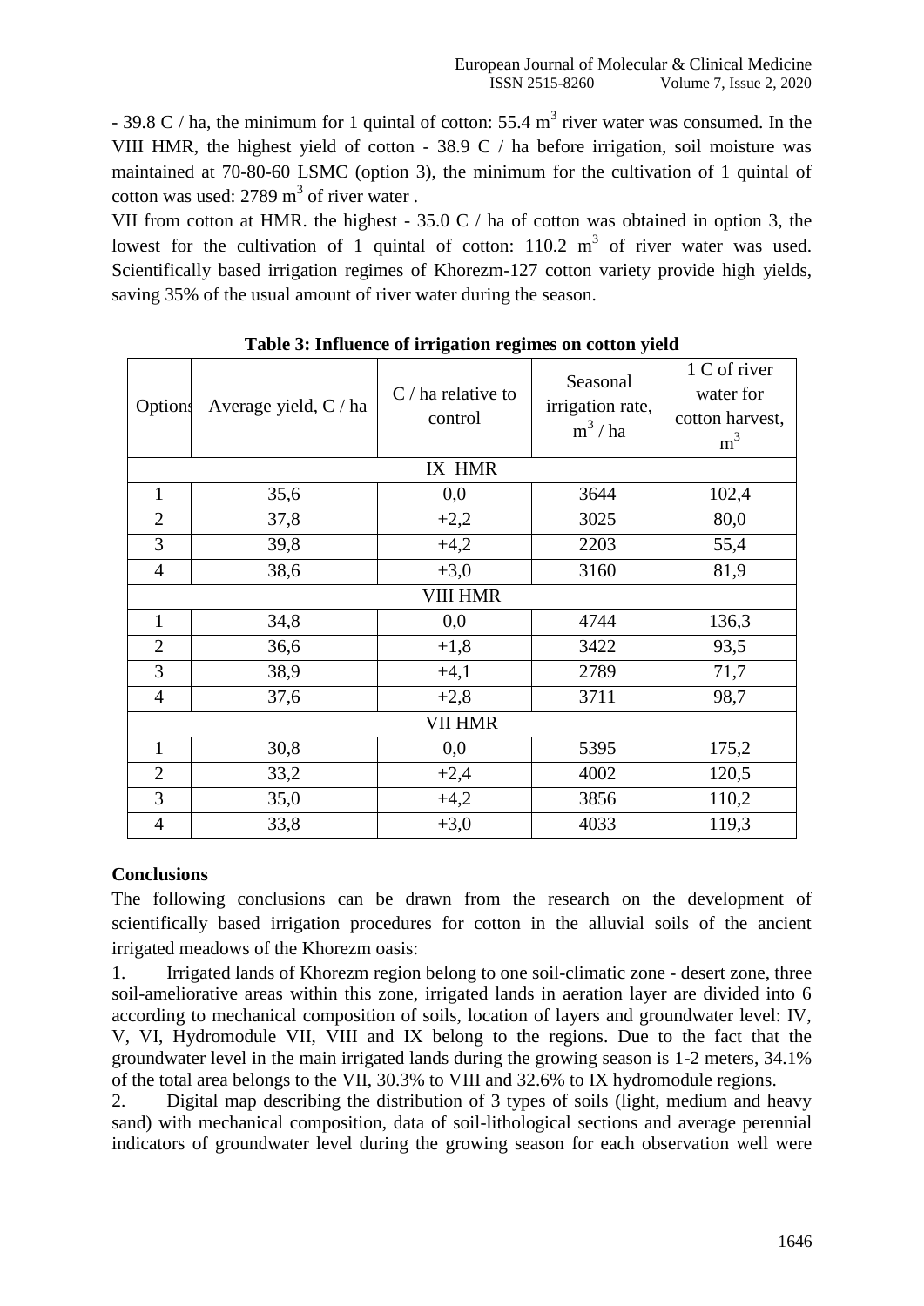- 39.8 C / ha, the minimum for 1 quintal of cotton: 55.4 $m^3$ river water was consumed. In the VIII HMR, the highest yield of cotton - 38.9 C / ha before irrigation, soil moisture was maintained at 70-80-60 LSMC (option 3), the minimum for the cultivation of 1 quintal of cotton was used: 2789 $m^3$ of river water .

VII from cotton at HMR. the highest - 35.0 C / ha of cotton was obtained in option 3, the lowest for the cultivation of 1 quintal of cotton: 110.2 $m^3$ of river water was used. Scientifically based irrigation regimes of Khorezm-127 cotton variety provide high yields, saving 35% of the usual amount of river water during the season.

**Table 3: Influence of irrigation regimes on cotton yield**

| Options | Average yield, C / ha | C / ha relative to control | Seasonal irrigation rate, $m^3$ / ha | 1 C of river water for cotton harvest, $m^3$ |
|---|---|---|---|---|
| IX HMR | | | | |
| 1 | 35,6 | 0,0 | 3644 | 102,4 |
| 2 | 37,8 | +2,2 | 3025 | 80,0 |
| 3 | 39,8 | +4,2 | 2203 | 55,4 |
| 4 | 38,6 | +3,0 | 3160 | 81,9 |
| VIII HMR | | | | |
| 1 | 34,8 | 0,0 | 4744 | 136,3 |
| 2 | 36,6 | +1,8 | 3422 | 93,5 |
| 3 | 38,9 | +4,1 | 2789 | 71,7 |
| 4 | 37,6 | +2,8 | 3711 | 98,7 |
| VII HMR | | | | |
| 1 | 30,8 | 0,0 | 5395 | 175,2 |
| 2 | 33,2 | +2,4 | 4002 | 120,5 |
| 3 | 35,0 | +4,2 | 3856 | 110,2 |
| 4 | 33,8 | +3,0 | 4033 | 119,3 |

**Conclusions**

The following conclusions can be drawn from the research on the development of scientifically based irrigation procedures for cotton in the alluvial soils of the ancient irrigated meadows of the Khorezm oasis:

1. Irrigated lands of Khorezm region belong to one soil-climatic zone - desert zone, three soil-ameliorative areas within this zone, irrigated lands in aeration layer are divided into 6 according to mechanical composition of soils, location of layers and groundwater level: IV, V, VI, Hydromodule VII, VIII and IX belong to the regions. Due to the fact that the groundwater level in the main irrigated lands during the growing season is 1-2 meters, 34.1% of the total area belongs to the VII, 30.3% to VIII and 32.6% to IX hydromodule regions.
2. Digital map describing the distribution of 3 types of soils (light, medium and heavy sand) with mechanical composition, data of soil-lithological sections and average perennial indicators of groundwater level during the growing season for each observation well were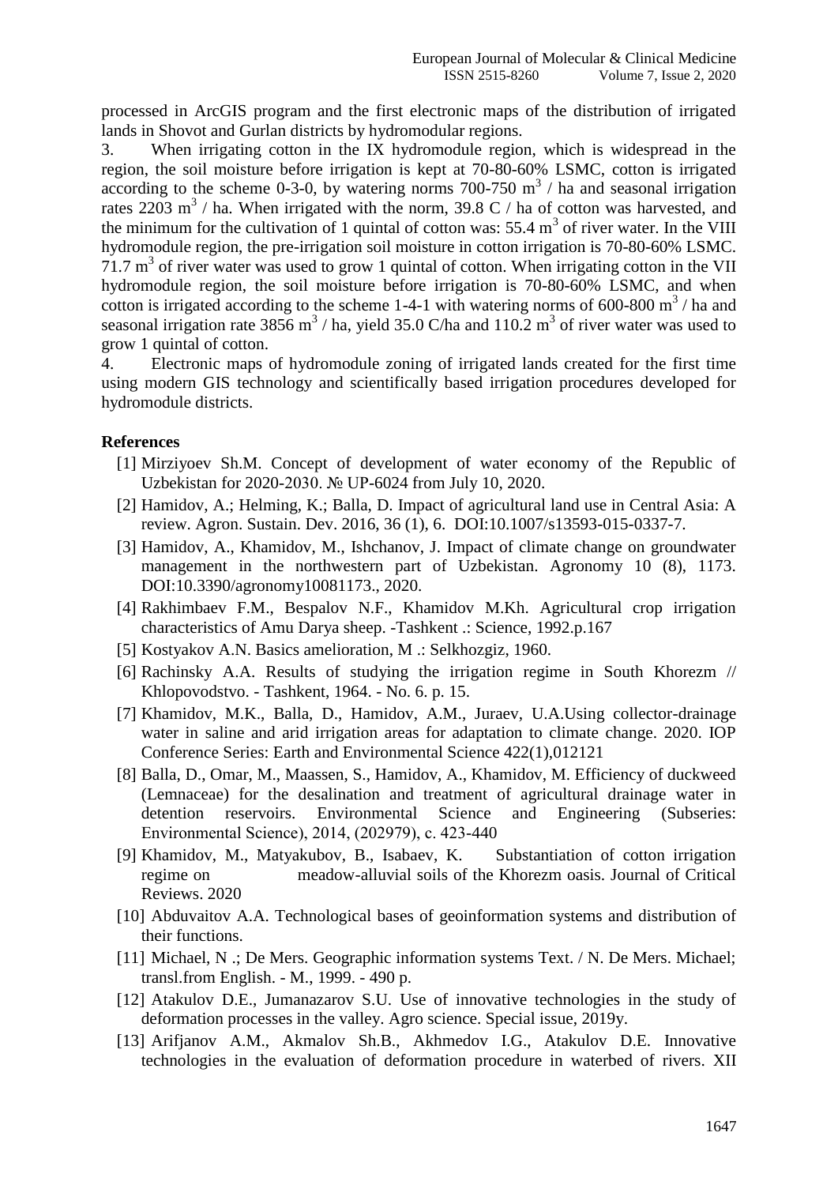processed in ArcGIS program and the first electronic maps of the distribution of irrigated lands in Shovot and Gurlan districts by hydromodular regions.

3. When irrigating cotton in the IX hydromodule region, which is widespread in the region, the soil moisture before irrigation is kept at 70-80-60% LSMC, cotton is irrigated according to the scheme 0-3-0, by watering norms 700-750 $m^3$ / ha and seasonal irrigation rates 2203 $m^3$ / ha. When irrigated with the norm, 39.8 C / ha of cotton was harvested, and the minimum for the cultivation of 1 quintal of cotton was: 55.4 $m^3$ of river water. In the VIII hydromodule region, the pre-irrigation soil moisture in cotton irrigation is 70-80-60% LSMC. 71.7 $m^3$ of river water was used to grow 1 quintal of cotton. When irrigating cotton in the VII hydromodule region, the soil moisture before irrigation is 70-80-60% LSMC, and when cotton is irrigated according to the scheme 1-4-1 with watering norms of 600-800 $m^3$ / ha and seasonal irrigation rate 3856 $m^3$ / ha, yield 35.0 C/ha and 110.2 $m^3$ of river water was used to grow 1 quintal of cotton.

4. Electronic maps of hydromodule zoning of irrigated lands created for the first time using modern GIS technology and scientifically based irrigation procedures developed for hydromodule districts.

## References

[1] Mirziyoev Sh.M. Concept of development of water economy of the Republic of Uzbekistan for 2020-2030. № UP-6024 from July 10, 2020.

[2] Hamidov, A.; Helming, K.; Balla, D. Impact of agricultural land use in Central Asia: A review. Agron. Sustain. Dev. 2016, 36 (1), 6. DOI:10.1007/s13593-015-0337-7.

[3] Hamidov, A., Khamidov, M., Ishchanov, J. Impact of climate change on groundwater management in the northwestern part of Uzbekistan. Agronomy 10 (8), 1173. DOI:10.3390/agronomy10081173., 2020.

[4] Rakhimbaev F.M., Bespalov N.F., Khamidov M.Kh. Agricultural crop irrigation characteristics of Amu Darya sheep. -Tashkent .: Science, 1992.p.167

[5] Kostyakov A.N. Basics amelioration, M .: Selkhozgiz, 1960.

[6] Rachinsky A.A. Results of studying the irrigation regime in South Khorezm // Khlopovodstvo. - Tashkent, 1964. - No. 6. p. 15.

[7] Khamidov, M.K., Balla, D., Hamidov, A.M., Juraev, U.A.Using collector-drainage water in saline and arid irrigation areas for adaptation to climate change. 2020. IOP Conference Series: Earth and Environmental Science 422(1),012121

[8] Balla, D., Omar, M., Maassen, S., Hamidov, A., Khamidov, M. Efficiency of duckweed (Lemnaceae) for the desalination and treatment of agricultural drainage water in detention reservoirs. Environmental Science and Engineering (Subseries: Environmental Science), 2014, (202979), c. 423-440

[9] Khamidov, M., Matyakubov, B., Isabaev, K. Substantiation of cotton irrigation regime on meadow-alluvial soils of the Khorezm oasis. Journal of Critical Reviews. 2020

[10] Abduvaitov A.A. Technological bases of geoinformation systems and distribution of their functions.

[11] Michael, N .; De Mers. Geographic information systems Text. / N. De Mers. Michael; transl.from English. - M., 1999. - 490 p.

[12] Atakulov D.E., Jumanazarov S.U. Use of innovative technologies in the study of deformation processes in the valley. Agro science. Special issue, 2019y.

[13] Arifjanov A.M., Akmalov Sh.B., Akhmedov I.G., Atakulov D.E. Innovative technologies in the evaluation of deformation procedure in waterbed of rivers. XII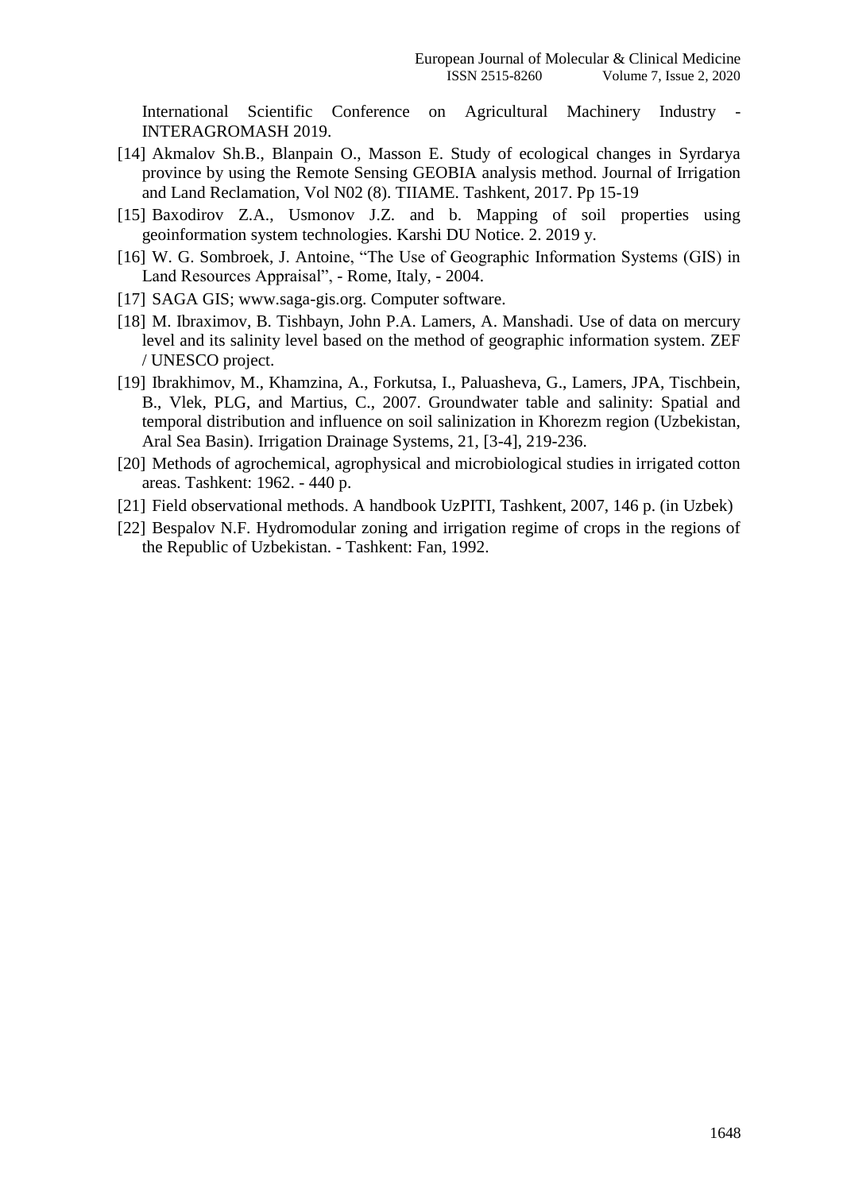International Scientific Conference on Agricultural Machinery Industry - INTERAGROMASH 2019.

[14] Akmalov Sh.B., Blanpain O., Masson E. Study of ecological changes in Syrdarya province by using the Remote Sensing GEOBIA analysis method. Journal of Irrigation and Land Reclamation, Vol N02 (8). TIIAME. Tashkent, 2017. Pp 15-19

[15] Baxodirov Z.A., Usmonov J.Z. and b. Mapping of soil properties using geoinformation system technologies. Karshi DU Notice. 2. 2019 y.

[16] W. G. Sombroek, J. Antoine, “The Use of Geographic Information Systems (GIS) in Land Resources Appraisal”, - Rome, Italy, - 2004.

[17] SAGA GIS; www.saga-gis.org. Computer software.

[18] M. Ibraximov, B. Tishbayn, John P.A. Lamers, A. Manshadi. Use of data on mercury level and its salinity level based on the method of geographic information system. ZEF / UNESCO project.

[19] Ibrakhimov, M., Khamzina, A., Forkutsa, I., Paluasheva, G., Lamers, JPA, Tischbein, B., Vlek, PLG, and Martius, C., 2007. Groundwater table and salinity: Spatial and temporal distribution and influence on soil salinization in Khorezm region (Uzbekistan, Aral Sea Basin). Irrigation Drainage Systems, 21, [3-4], 219-236.

[20] Methods of agrochemical, agrophysical and microbiological studies in irrigated cotton areas. Tashkent: 1962. - 440 p.

[21] Field observational methods. A handbook UzPITI, Tashkent, 2007, 146 p. (in Uzbek)

[22] Bespalov N.F. Hydromodular zoning and irrigation regime of crops in the regions of the Republic of Uzbekistan. - Tashkent: Fan, 1992.